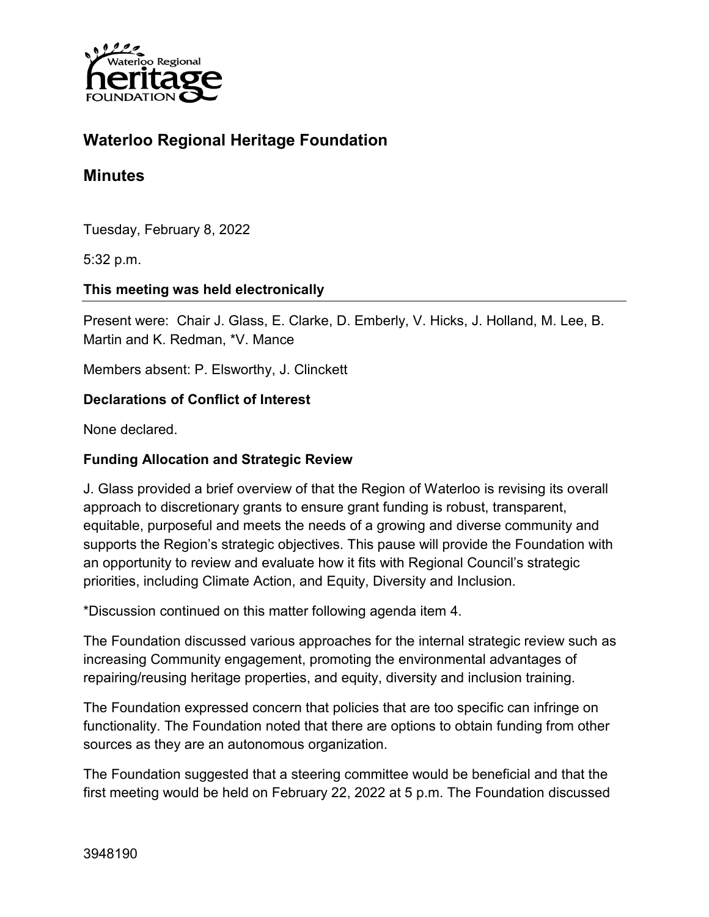# Waterloo Regional Heritage Foundation

## Minutes

Tuesday, February 8, 2022

5:32 p.m.

**This meeting was held electronically**

Present were: Chair J. Glass, E. Clarke, D. Emberly, V. Hicks, J. Holland, M. Lee, B. Martin and K. Redman, *V. Mance

Members absent: P. Elsworthy, J. Clinckett

### Declarations of Conflict of Interest

None declared.

### Funding Allocation and Strategic Review

J. Glass provided a brief overview of that the Region of Waterloo is revising its overall approach to discretionary grants to ensure grant funding is robust, transparent, equitable, purposeful and meets the needs of a growing and diverse community and supports the Region's strategic objectives. This pause will provide the Foundation with an opportunity to review and evaluate how it fits with Regional Council's strategic priorities, including Climate Action, and Equity, Diversity and Inclusion.

*Discussion continued on this matter following agenda item 4.

The Foundation discussed various approaches for the internal strategic review such as increasing Community engagement, promoting the environmental advantages of repairing/reusing heritage properties, and equity, diversity and inclusion training.

The Foundation expressed concern that policies that are too specific can infringe on functionality. The Foundation noted that there are options to obtain funding from other sources as they are an autonomous organization.

The Foundation suggested that a steering committee would be beneficial and that the first meeting would be held on February 22, 2022 at 5 p.m. The Foundation discussed

3948190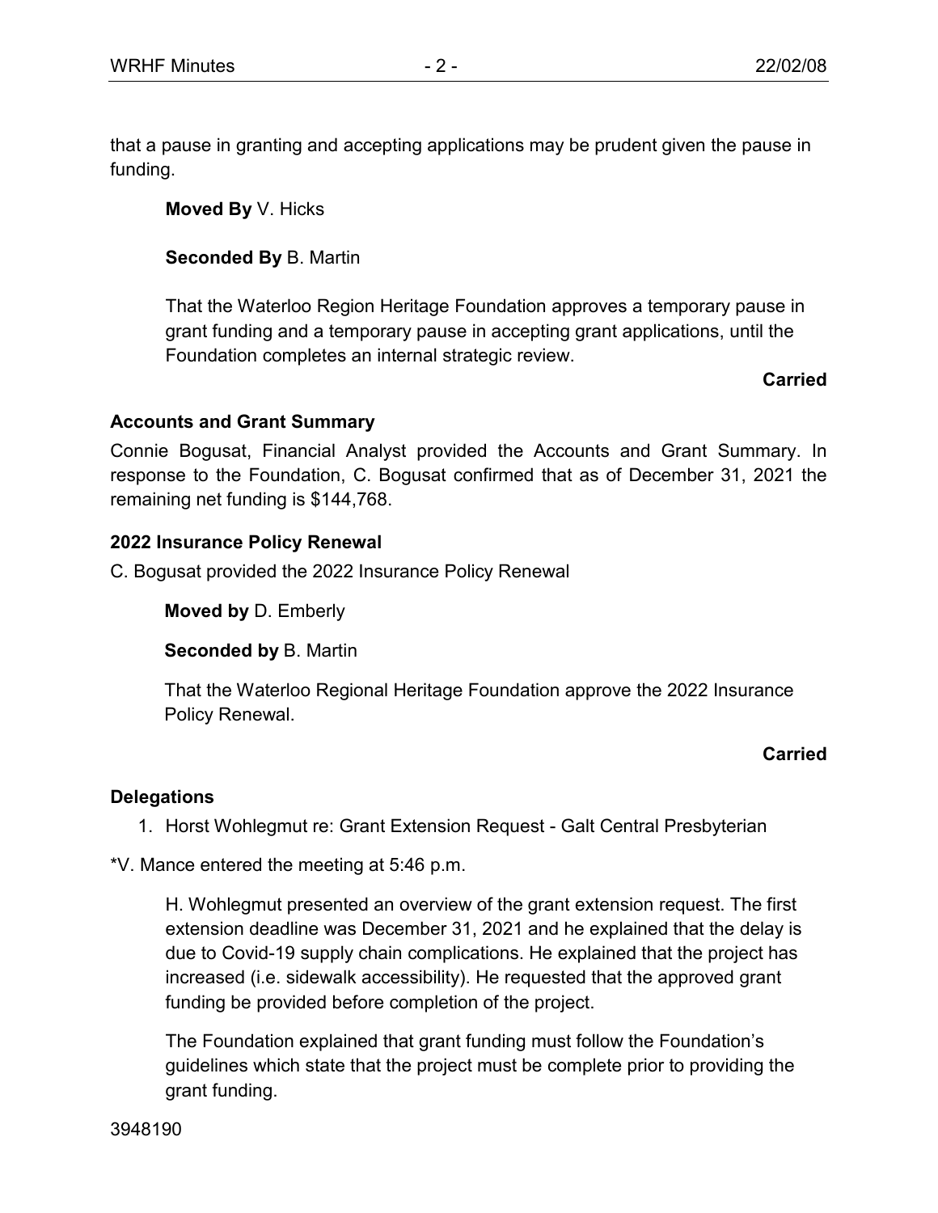that a pause in granting and accepting applications may be prudent given the pause in funding.

**Moved By** V. Hicks

**Seconded By** B. Martin

That the Waterloo Region Heritage Foundation approves a temporary pause in grant funding and a temporary pause in accepting grant applications, until the Foundation completes an internal strategic review.

**Carried**

**Accounts and Grant Summary**

Connie Bogusat, Financial Analyst provided the Accounts and Grant Summary. In response to the Foundation, C. Bogusat confirmed that as of December 31, 2021 the remaining net funding is $144,768.

**2022 Insurance Policy Renewal**

C. Bogusat provided the 2022 Insurance Policy Renewal

**Moved by** D. Emberly

**Seconded by** B. Martin

That the Waterloo Regional Heritage Foundation approve the 2022 Insurance Policy Renewal.

**Carried**

**Delegations**

1. Horst Wohlegmut re: Grant Extension Request - Galt Central Presbyterian

*V. Mance entered the meeting at 5:46 p.m.

H. Wohlegmut presented an overview of the grant extension request. The first extension deadline was December 31, 2021 and he explained that the delay is due to Covid-19 supply chain complications. He explained that the project has increased (i.e. sidewalk accessibility). He requested that the approved grant funding be provided before completion of the project.

The Foundation explained that grant funding must follow the Foundation's guidelines which state that the project must be complete prior to providing the grant funding.

3948190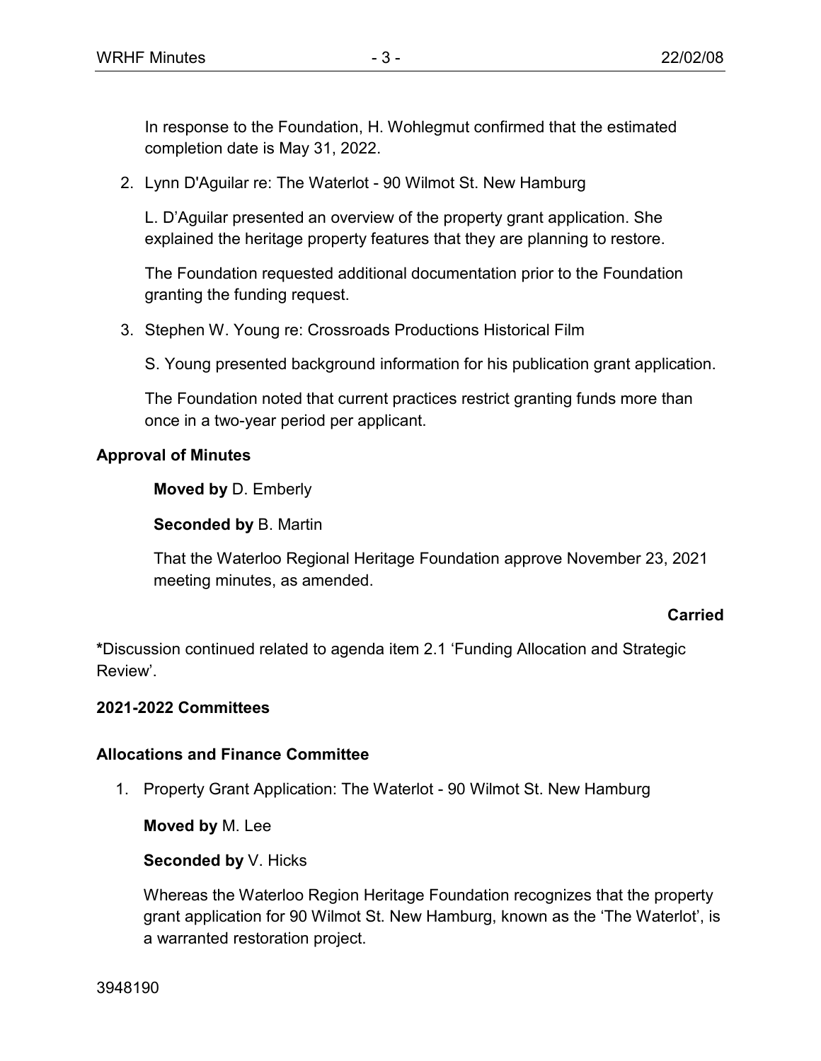In response to the Foundation, H. Wohlegmut confirmed that the estimated completion date is May 31, 2022.

2. Lynn D'Aguilar re: The Waterlot - 90 Wilmot St. New Hamburg

   L. D'Aguilar presented an overview of the property grant application. She explained the heritage property features that they are planning to restore.

   The Foundation requested additional documentation prior to the Foundation granting the funding request.

3. Stephen W. Young re: Crossroads Productions Historical Film

   S. Young presented background information for his publication grant application.

   The Foundation noted that current practices restrict granting funds more than once in a two-year period per applicant.

**Approval of Minutes**

**Moved by** D. Emberly

**Seconded by** B. Martin

That the Waterloo Regional Heritage Foundation approve November 23, 2021 meeting minutes, as amended.

**Carried**

**\***Discussion continued related to agenda item 2.1 'Funding Allocation and Strategic Review'.

**2021-2022 Committees**

**Allocations and Finance Committee**

1. Property Grant Application: The Waterlot - 90 Wilmot St. New Hamburg

   **Moved by** M. Lee

   **Seconded by** V. Hicks

   Whereas the Waterloo Region Heritage Foundation recognizes that the property grant application for 90 Wilmot St. New Hamburg, known as the 'The Waterlot', is a warranted restoration project.

3948190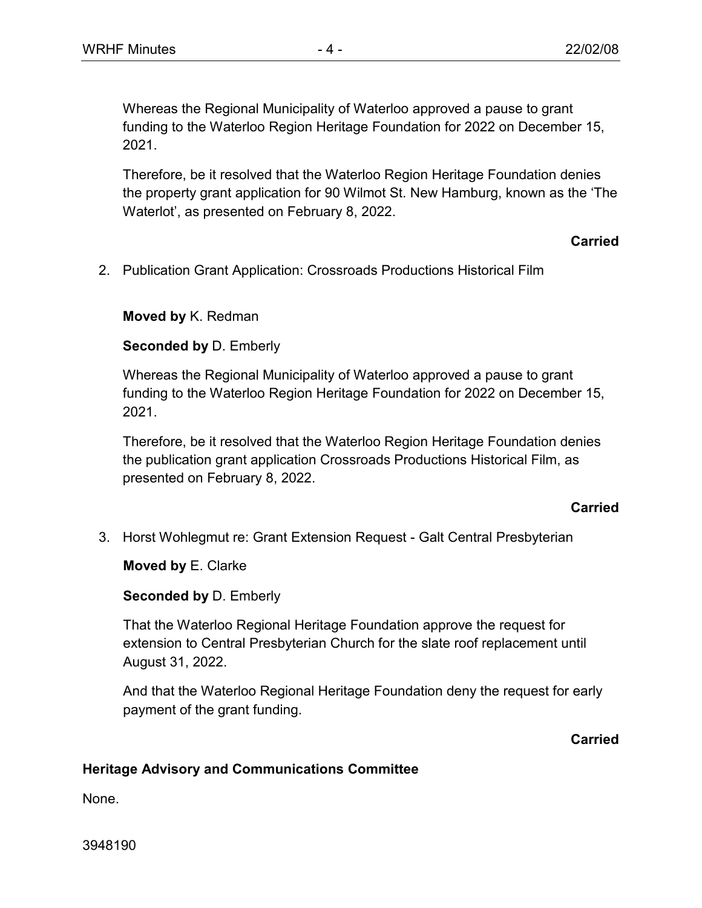Whereas the Regional Municipality of Waterloo approved a pause to grant funding to the Waterloo Region Heritage Foundation for 2022 on December 15, 2021.

Therefore, be it resolved that the Waterloo Region Heritage Foundation denies the property grant application for 90 Wilmot St. New Hamburg, known as the 'The Waterlot', as presented on February 8, 2022.

**Carried**

2. Publication Grant Application: Crossroads Productions Historical Film

**Moved by** K. Redman

**Seconded by** D. Emberly

Whereas the Regional Municipality of Waterloo approved a pause to grant funding to the Waterloo Region Heritage Foundation for 2022 on December 15, 2021.

Therefore, be it resolved that the Waterloo Region Heritage Foundation denies the publication grant application Crossroads Productions Historical Film, as presented on February 8, 2022.

**Carried**

3. Horst Wohlegmut re: Grant Extension Request - Galt Central Presbyterian

**Moved by** E. Clarke

**Seconded by** D. Emberly

That the Waterloo Regional Heritage Foundation approve the request for extension to Central Presbyterian Church for the slate roof replacement until August 31, 2022.

And that the Waterloo Regional Heritage Foundation deny the request for early payment of the grant funding.

**Carried**

**Heritage Advisory and Communications Committee**

None.

3948190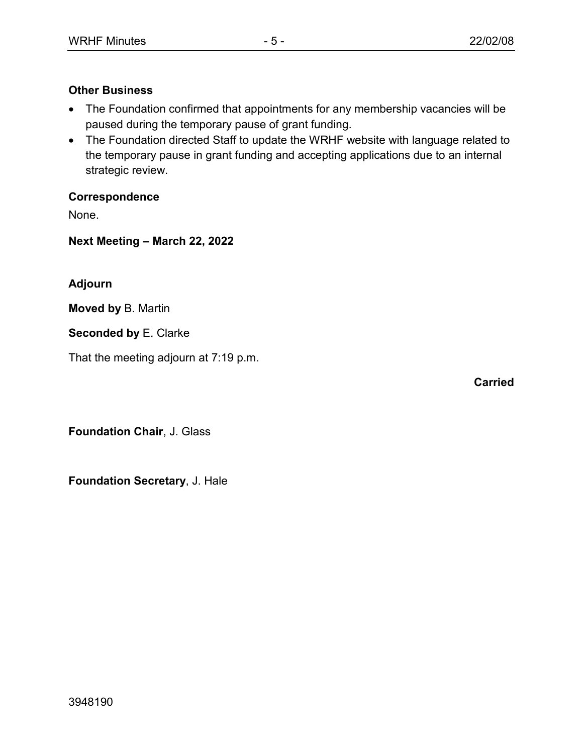**Other Business**

- The Foundation confirmed that appointments for any membership vacancies will be paused during the temporary pause of grant funding.
- The Foundation directed Staff to update the WRHF website with language related to the temporary pause in grant funding and accepting applications due to an internal strategic review.

**Correspondence**

None.

**Next Meeting – March 22, 2022**

**Adjourn**

**Moved by** B. Martin

**Seconded by** E. Clarke

That the meeting adjourn at 7:19 p.m.

**Carried**

**Foundation Chair**, J. Glass

**Foundation Secretary**, J. Hale

3948190